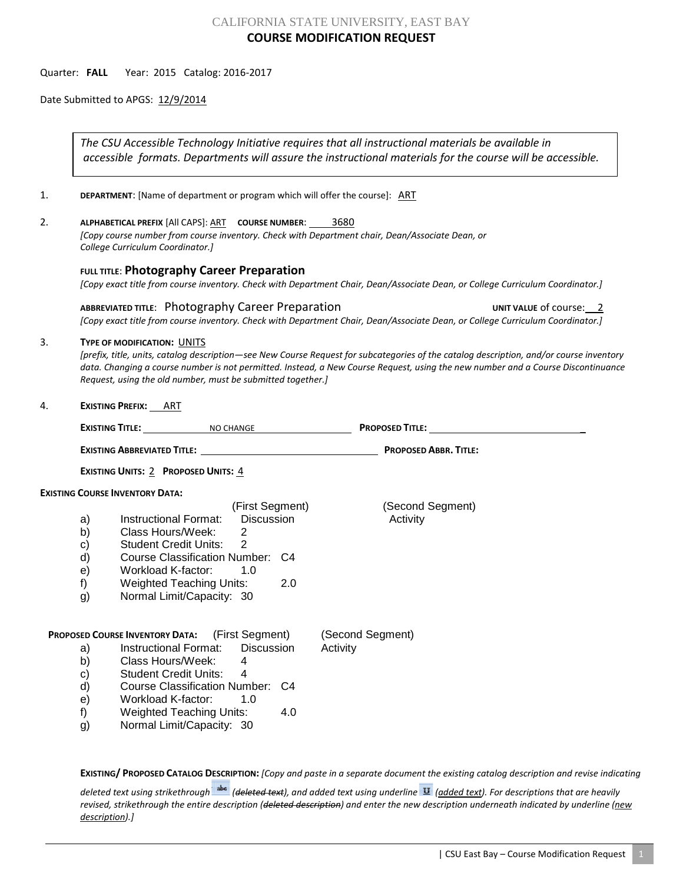# CALIFORNIA STATE UNIVERSITY, EAST BAY

## COURSE MODIFICATION REQUEST

Quarter: **FALL** Year: 2015 Catalog: 2016-2017

Date Submitted to APGS: 12/9/2014

> *The CSU Accessible Technology Initiative requires that all instructional materials be available in accessible formats. Departments will assure the instructional materials for the course will be accessible.*

1. **DEPARTMENT**: [Name of department or program which will offer the course]: ART

2. **ALPHABETICAL PREFIX** [All CAPS]: ART **COURSE NUMBER**: 3680
   *[Copy course number from course inventory. Check with Department chair, Dean/Associate Dean, or College Curriculum Coordinator.]*

   **FULL TITLE**: **Photography Career Preparation**
   *[Copy exact title from course inventory. Check with Department Chair, Dean/Associate Dean, or College Curriculum Coordinator.]*

   **ABBREVIATED TITLE**: Photography Career Preparation **UNIT VALUE** of course: 2
   *[Copy exact title from course inventory. Check with Department Chair, Dean/Associate Dean, or College Curriculum Coordinator.]*

3. **TYPE OF MODIFICATION:** UNITS
   *[prefix, title, units, catalog description—see New Course Request for subcategories of the catalog description, and/or course inventory data. Changing a course number is not permitted. Instead, a New Course Request, using the new number and a Course Discontinuance Request, using the old number, must be submitted together.]*

4. **EXISTING PREFIX:** ART

   **EXISTING TITLE:** NO CHANGE **PROPOSED TITLE:**

   **EXISTING ABBREVIATED TITLE:** **PROPOSED ABBR. TITLE:**

   **EXISTING UNITS:** 2 **PROPOSED UNITS:** 4

**EXISTING COURSE INVENTORY DATA:**

| | | (First Segment) | (Second Segment) |
|---|---|---|---|
| a) | Instructional Format: | Discussion | Activity |
| b) | Class Hours/Week: | 2 | |
| c) | Student Credit Units: | 2 | |
| d) | Course Classification Number: | C4 | |
| e) | Workload K-factor: | 1.0 | |
| f) | Weighted Teaching Units: | 2.0 | |
| g) | Normal Limit/Capacity: | 30 | |

**PROPOSED COURSE INVENTORY DATA:**

| | | (First Segment) | (Second Segment) |
|---|---|---|---|
| a) | Instructional Format: | Discussion | Activity |
| b) | Class Hours/Week: | 4 | |
| c) | Student Credit Units: | 4 | |
| d) | Course Classification Number: | C4 | |
| e) | Workload K-factor: | 1.0 | |
| f) | Weighted Teaching Units: | 4.0 | |
| g) | Normal Limit/Capacity: | 30 | |

**EXISTING/ PROPOSED CATALOG DESCRIPTION:** *[Copy and paste in a separate document the existing catalog description and revise indicating deleted text using strikethrough (~~deleted text~~), and added text using underline (added text). For descriptions that are heavily revised, strikethrough the entire description (~~deleted description~~) and enter the new description underneath indicated by underline (new description).]*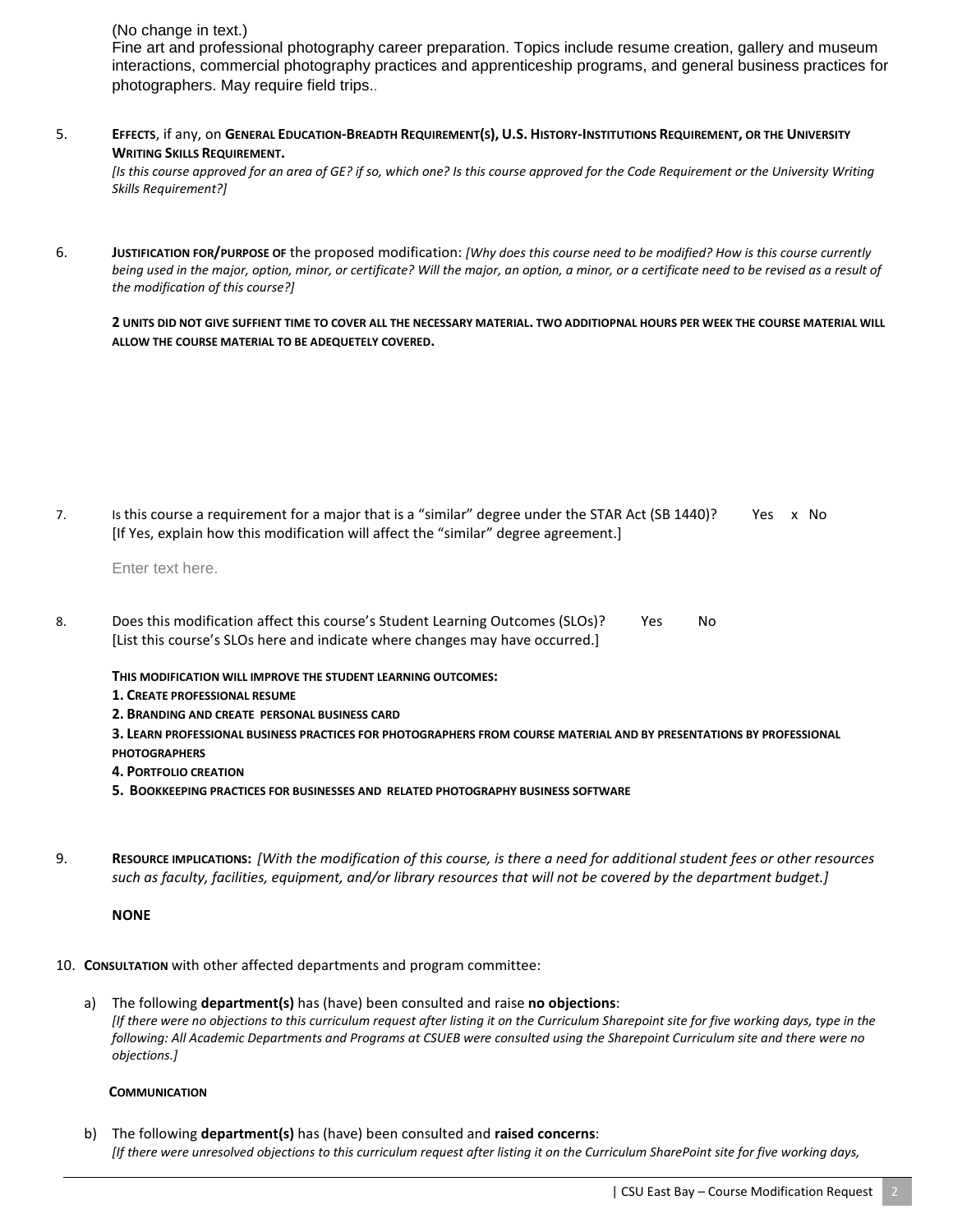(No change in text.)

Fine art and professional photography career preparation. Topics include resume creation, gallery and museum interactions, commercial photography practices and apprenticeship programs, and general business practices for photographers. May require field trips..

5. **EFFECTS**, if any, on **GENERAL EDUCATION-BREADTH REQUIREMENT(S), U.S. HISTORY-INSTITUTIONS REQUIREMENT, OR THE UNIVERSITY WRITING SKILLS REQUIREMENT.**
   *[Is this course approved for an area of GE? if so, which one? Is this course approved for the Code Requirement or the University Writing Skills Requirement?]*

6. **JUSTIFICATION FOR/PURPOSE OF** the proposed modification: *[Why does this course need to be modified? How is this course currently being used in the major, option, minor, or certificate? Will the major, an option, a minor, or a certificate need to be revised as a result of the modification of this course?]*

   **2 UNITS DID NOT GIVE SUFFIENT TIME TO COVER ALL THE NECESSARY MATERIAL. TWO ADDITIOPNAL HOURS PER WEEK THE COURSE MATERIAL WILL ALLOW THE COURSE MATERIAL TO BE ADEQUETELY COVERED.**

7. Is this course a requirement for a major that is a "similar" degree under the STAR Act (SB 1440)? Yes x No
   [If Yes, explain how this modification will affect the "similar" degree agreement.]

   Enter text here.

8. Does this modification affect this course's Student Learning Outcomes (SLOs)? Yes No
   [List this course's SLOs here and indicate where changes may have occurred.]

   **THIS MODIFICATION WILL IMPROVE THE STUDENT LEARNING OUTCOMES:**

   **1. CREATE PROFESSIONAL RESUME**

   **2. BRANDING AND CREATE PERSONAL BUSINESS CARD**

   **3. LEARN PROFESSIONAL BUSINESS PRACTICES FOR PHOTOGRAPHERS FROM COURSE MATERIAL AND BY PRESENTATIONS BY PROFESSIONAL PHOTOGRAPHERS**

   **4. PORTFOLIO CREATION**

   **5. BOOKKEEPING PRACTICES FOR BUSINESSES AND RELATED PHOTOGRAPHY BUSINESS SOFTWARE**

9. **RESOURCE IMPLICATIONS:** *[With the modification of this course, is there a need for additional student fees or other resources such as faculty, facilities, equipment, and/or library resources that will not be covered by the department budget.]*

   **NONE**

10. **CONSULTATION** with other affected departments and program committee:

    a) The following **department(s)** has (have) been consulted and raise **no objections**:
    *[If there were no objections to this curriculum request after listing it on the Curriculum Sharepoint site for five working days, type in the following: All Academic Departments and Programs at CSUEB were consulted using the Sharepoint Curriculum site and there were no objections.]*

    **COMMUNICATION**

    b) The following **department(s)** has (have) been consulted and **raised concerns**:
    *[If there were unresolved objections to this curriculum request after listing it on the Curriculum SharePoint site for five working days,*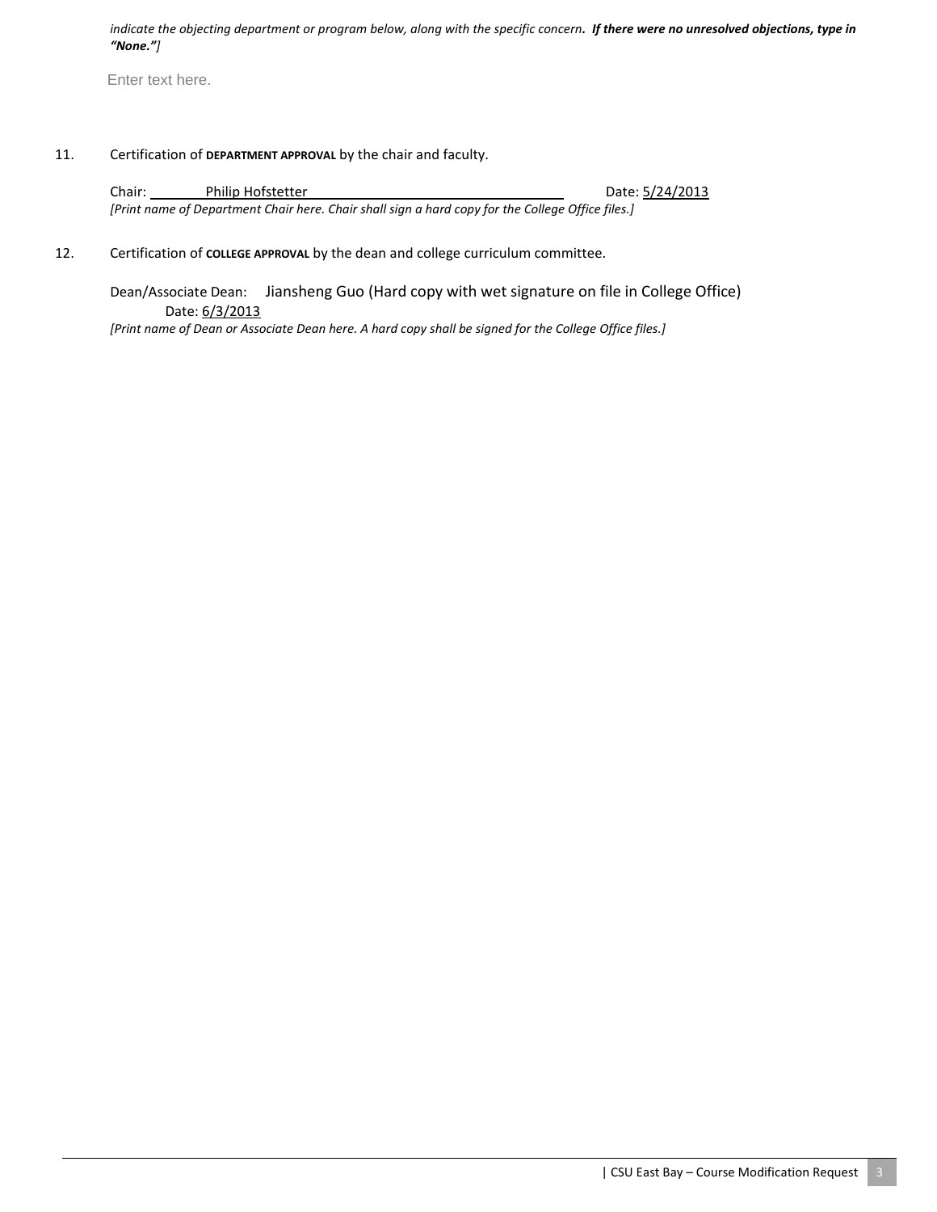*indicate the objecting department or program below, along with the specific concern. **If there were no unresolved objections, type in "None."**]*

Enter text here.

11. Certification of **DEPARTMENT APPROVAL** by the chair and faculty.

 Chair: Philip Hofstetter Date: 5/24/2013
 *[Print name of Department Chair here. Chair shall sign a hard copy for the College Office files.]*

12. Certification of **COLLEGE APPROVAL** by the dean and college curriculum committee.

 Dean/Associate Dean: Jiansheng Guo (Hard copy with wet signature on file in College Office)
 Date: 6/3/2013
 *[Print name of Dean or Associate Dean here. A hard copy shall be signed for the College Office files.]*